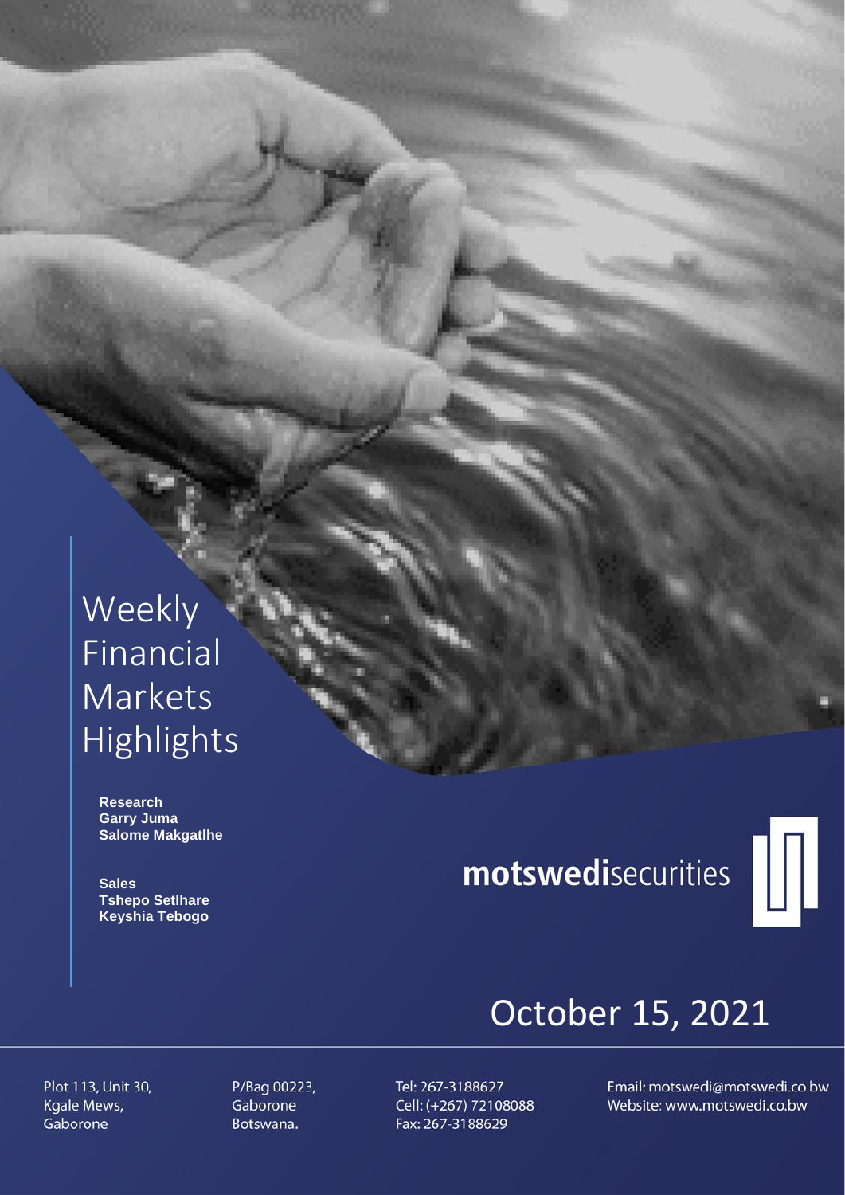# Weekly Financial Markets Highlights

**Research**
**Garry Juma**
**Salome Makgatlhe**

**Sales**
**Tshepo Setlhare**
**Keyshia Tebogo**

**motswedi**securities

October 15, 2021

Plot 113, Unit 30,
Kgale Mews,
Gaborone

P/Bag 00223,
Gaborone
Botswana.

Tel: 267-3188627
Cell: (+267) 72108088
Fax: 267-3188629

Email: motswedi@motswedi.co.bw
Website: www.motswedi.co.bw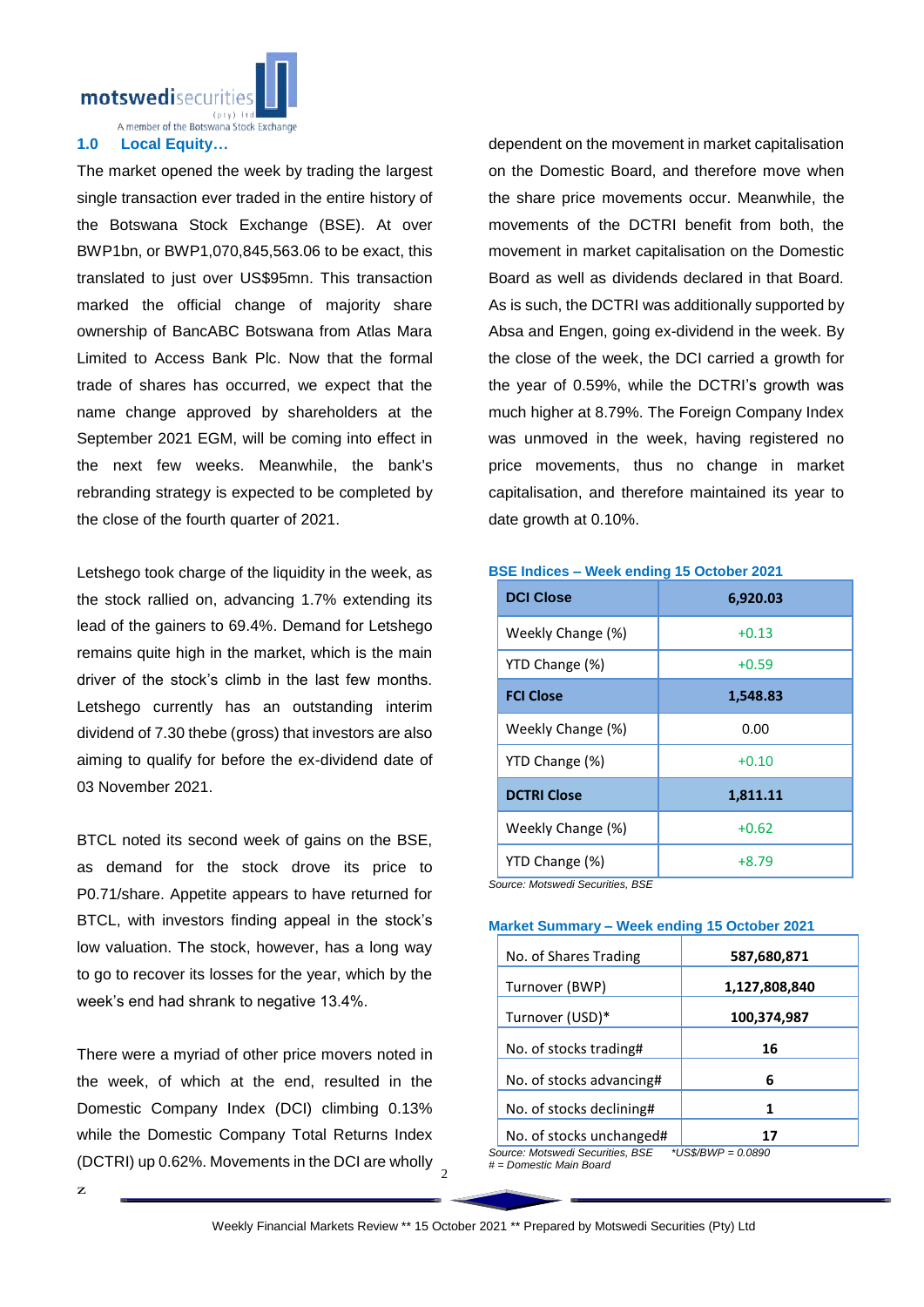## 1.0 Local Equity…

The market opened the week by trading the largest single transaction ever traded in the entire history of the Botswana Stock Exchange (BSE). At over BWP1bn, or BWP1,070,845,563.06 to be exact, this translated to just over US$95mn. This transaction marked the official change of majority share ownership of BancABC Botswana from Atlas Mara Limited to Access Bank Plc. Now that the formal trade of shares has occurred, we expect that the name change approved by shareholders at the September 2021 EGM, will be coming into effect in the next few weeks. Meanwhile, the bank's rebranding strategy is expected to be completed by the close of the fourth quarter of 2021.

Letshego took charge of the liquidity in the week, as the stock rallied on, advancing 1.7% extending its lead of the gainers to 69.4%. Demand for Letshego remains quite high in the market, which is the main driver of the stock's climb in the last few months. Letshego currently has an outstanding interim dividend of 7.30 thebe (gross) that investors are also aiming to qualify for before the ex-dividend date of 03 November 2021.

BTCL noted its second week of gains on the BSE, as demand for the stock drove its price to P0.71/share. Appetite appears to have returned for BTCL, with investors finding appeal in the stock's low valuation. The stock, however, has a long way to go to recover its losses for the year, which by the week's end had shrank to negative 13.4%.

There were a myriad of other price movers noted in the week, of which at the end, resulted in the Domestic Company Index (DCI) climbing 0.13% while the Domestic Company Total Returns Index (DCTRI) up 0.62%. Movements in the DCI are wholly dependent on the movement in market capitalisation on the Domestic Board, and therefore move when the share price movements occur. Meanwhile, the movements of the DCTRI benefit from both, the movement in market capitalisation on the Domestic Board as well as dividends declared in that Board. As is such, the DCTRI was additionally supported by Absa and Engen, going ex-dividend in the week. By the close of the week, the DCI carried a growth for the year of 0.59%, while the DCTRI's growth was much higher at 8.79%. The Foreign Company Index was unmoved in the week, having registered no price movements, thus no change in market capitalisation, and therefore maintained its year to date growth at 0.10%.

**BSE Indices – Week ending 15 October 2021**

| **DCI Close** | **6,920.03** |
|---|---|
| Weekly Change (%) | +0.13 |
| YTD Change (%) | +0.59 |
| **FCI Close** | **1,548.83** |
| Weekly Change (%) | 0.00 |
| YTD Change (%) | +0.10 |
| **DCTRI Close** | **1,811.11** |
| Weekly Change (%) | +0.62 |
| YTD Change (%) | +8.79 |

*Source: Motswedi Securities, BSE*

**Market Summary – Week ending 15 October 2021**

| No. of Shares Trading | **587,680,871** |
|---|---|
| Turnover (BWP) | **1,127,808,840** |
| Turnover (USD)* | **100,374,987** |
| No. of stocks trading# | **16** |
| No. of stocks advancing# | **6** |
| No. of stocks declining# | **1** |
| No. of stocks unchanged# | **17** |

*Source: Motswedi Securities, BSE* *\*US$/BWP = 0.0890*
*# = Domestic Main Board*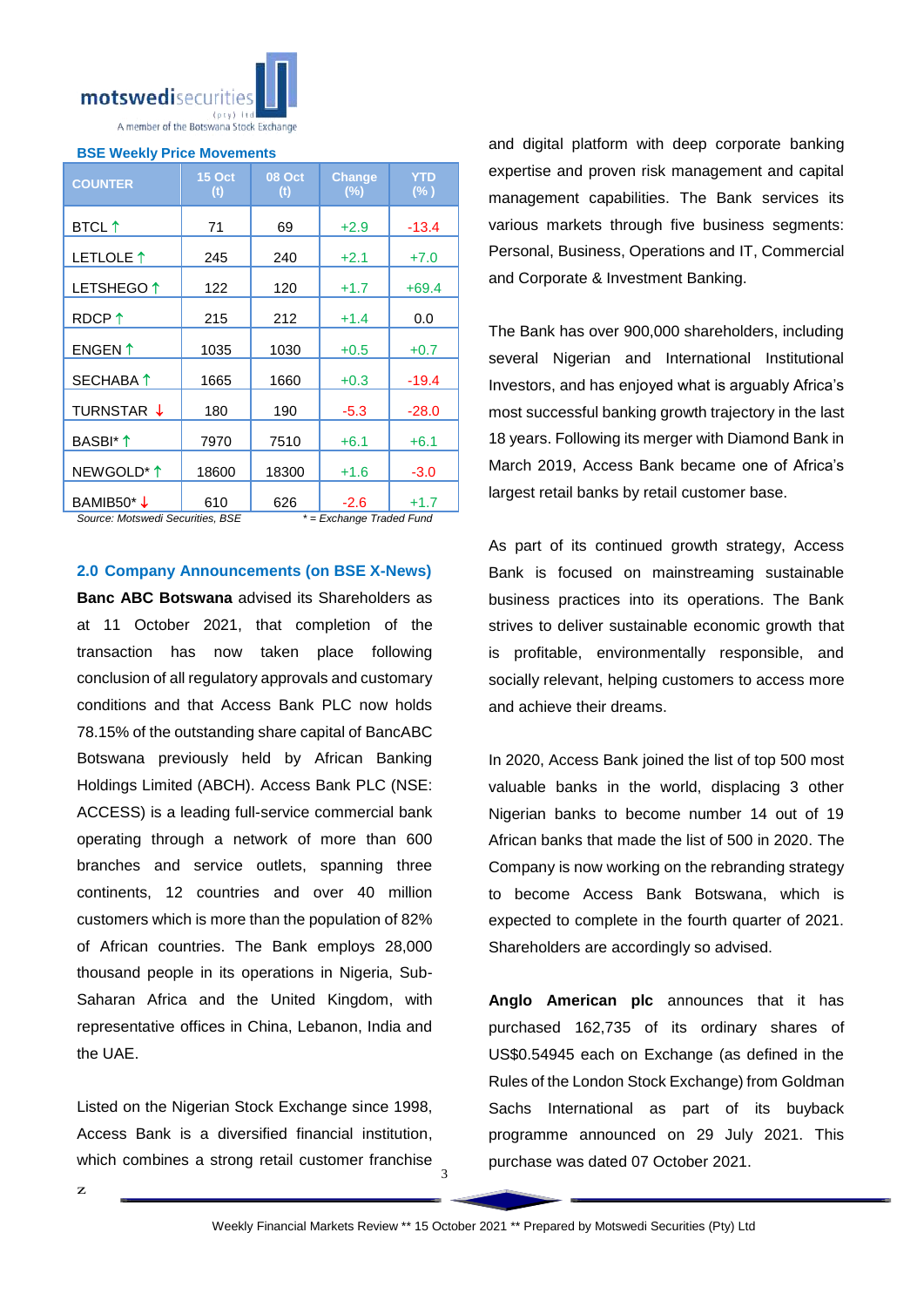**BSE Weekly Price Movements**

| COUNTER | 15 Oct (t) | 08 Oct (t) | Change (%) | YTD (%) |
|---|---|---|---|---|
| BTCL ↑ | 71 | 69 | +2.9 | -13.4 |
| LETLOLE ↑ | 245 | 240 | +2.1 | +7.0 |
| LETSHEGO ↑ | 122 | 120 | +1.7 | +69.4 |
| RDCP ↑ | 215 | 212 | +1.4 | 0.0 |
| ENGEN ↑ | 1035 | 1030 | +0.5 | +0.7 |
| SECHABA ↑ | 1665 | 1660 | +0.3 | -19.4 |
| TURNSTAR ↓ | 180 | 190 | -5.3 | -28.0 |
| BASBI* ↑ | 7970 | 7510 | +6.1 | +6.1 |
| NEWGOLD* ↑ | 18600 | 18300 | +1.6 | -3.0 |
| BAMIB50* ↓ | 610 | 626 | -2.6 | +1.7 |

*Source: Motswedi Securities, BSE* &nbsp;&nbsp;&nbsp; *\* = Exchange Traded Fund*

## 2.0 Company Announcements (on BSE X-News)

**Banc ABC Botswana** advised its Shareholders as at 11 October 2021, that completion of the transaction has now taken place following conclusion of all regulatory approvals and customary conditions and that Access Bank PLC now holds 78.15% of the outstanding share capital of BancABC Botswana previously held by African Banking Holdings Limited (ABCH). Access Bank PLC (NSE: ACCESS) is a leading full-service commercial bank operating through a network of more than 600 branches and service outlets, spanning three continents, 12 countries and over 40 million customers which is more than the population of 82% of African countries. The Bank employs 28,000 thousand people in its operations in Nigeria, Sub-Saharan Africa and the United Kingdom, with representative offices in China, Lebanon, India and the UAE.

Listed on the Nigerian Stock Exchange since 1998, Access Bank is a diversified financial institution, which combines a strong retail customer franchise and digital platform with deep corporate banking expertise and proven risk management and capital management capabilities. The Bank services its various markets through five business segments: Personal, Business, Operations and IT, Commercial and Corporate & Investment Banking.

The Bank has over 900,000 shareholders, including several Nigerian and International Institutional Investors, and has enjoyed what is arguably Africa's most successful banking growth trajectory in the last 18 years. Following its merger with Diamond Bank in March 2019, Access Bank became one of Africa's largest retail banks by retail customer base.

As part of its continued growth strategy, Access Bank is focused on mainstreaming sustainable business practices into its operations. The Bank strives to deliver sustainable economic growth that is profitable, environmentally responsible, and socially relevant, helping customers to access more and achieve their dreams.

In 2020, Access Bank joined the list of top 500 most valuable banks in the world, displacing 3 other Nigerian banks to become number 14 out of 19 African banks that made the list of 500 in 2020. The Company is now working on the rebranding strategy to become Access Bank Botswana, which is expected to complete in the fourth quarter of 2021. Shareholders are accordingly so advised.

**Anglo American plc** announces that it has purchased 162,735 of its ordinary shares of US$0.54945 each on Exchange (as defined in the Rules of the London Stock Exchange) from Goldman Sachs International as part of its buyback programme announced on 29 July 2021. This purchase was dated 07 October 2021.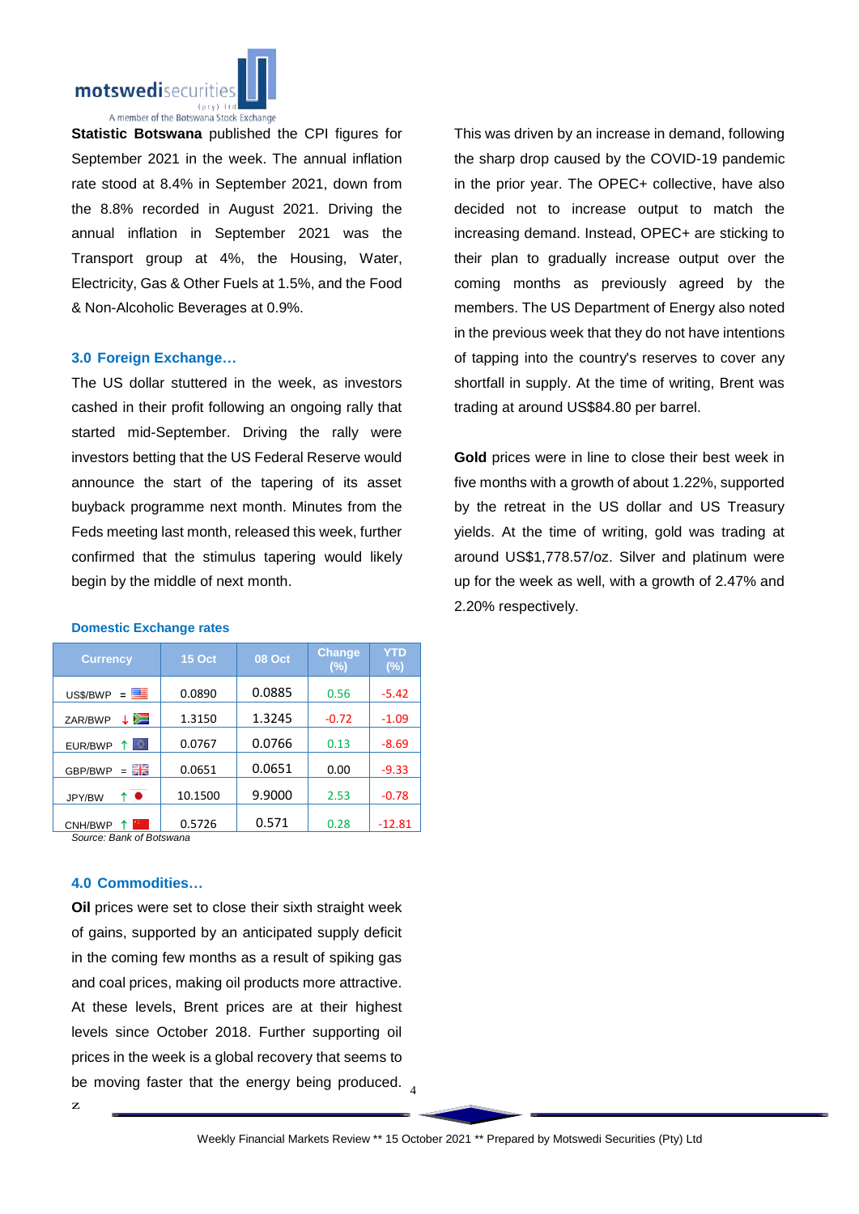**Statistic Botswana** published the CPI figures for September 2021 in the week. The annual inflation rate stood at 8.4% in September 2021, down from the 8.8% recorded in August 2021. Driving the annual inflation in September 2021 was the Transport group at 4%, the Housing, Water, Electricity, Gas & Other Fuels at 1.5%, and the Food & Non-Alcoholic Beverages at 0.9%.

### 3.0 Foreign Exchange…

The US dollar stuttered in the week, as investors cashed in their profit following an ongoing rally that started mid-September. Driving the rally were investors betting that the US Federal Reserve would announce the start of the tapering of its asset buyback programme next month. Minutes from the Feds meeting last month, released this week, further confirmed that the stimulus tapering would likely begin by the middle of next month.

**Domestic Exchange rates**

| Currency | 15 Oct | 08 Oct | Change (%) | YTD (%) |
|---|---|---|---|---|
| US$/BWP = | 0.0890 | 0.0885 | 0.56 | -5.42 |
| ZAR/BWP ↓ | 1.3150 | 1.3245 | -0.72 | -1.09 |
| EUR/BWP ↑ | 0.0767 | 0.0766 | 0.13 | -8.69 |
| GBP/BWP = | 0.0651 | 0.0651 | 0.00 | -9.33 |
| JPY/BW ↑ | 10.1500 | 9.9000 | 2.53 | -0.78 |
| CNH/BWP ↑ | 0.5726 | 0.571 | 0.28 | -12.81 |

*Source: Bank of Botswana*

### 4.0 Commodities…

**Oil** prices were set to close their sixth straight week of gains, supported by an anticipated supply deficit in the coming few months as a result of spiking gas and coal prices, making oil products more attractive. At these levels, Brent prices are at their highest levels since October 2018. Further supporting oil prices in the week is a global recovery that seems to be moving faster that the energy being produced. This was driven by an increase in demand, following the sharp drop caused by the COVID-19 pandemic in the prior year. The OPEC+ collective, have also decided not to increase output to match the increasing demand. Instead, OPEC+ are sticking to their plan to gradually increase output over the coming months as previously agreed by the members. The US Department of Energy also noted in the previous week that they do not have intentions of tapping into the country's reserves to cover any shortfall in supply. At the time of writing, Brent was trading at around US$84.80 per barrel.

**Gold** prices were in line to close their best week in five months with a growth of about 1.22%, supported by the retreat in the US dollar and US Treasury yields. At the time of writing, gold was trading at around US$1,778.57/oz. Silver and platinum were up for the week as well, with a growth of 2.47% and 2.20% respectively.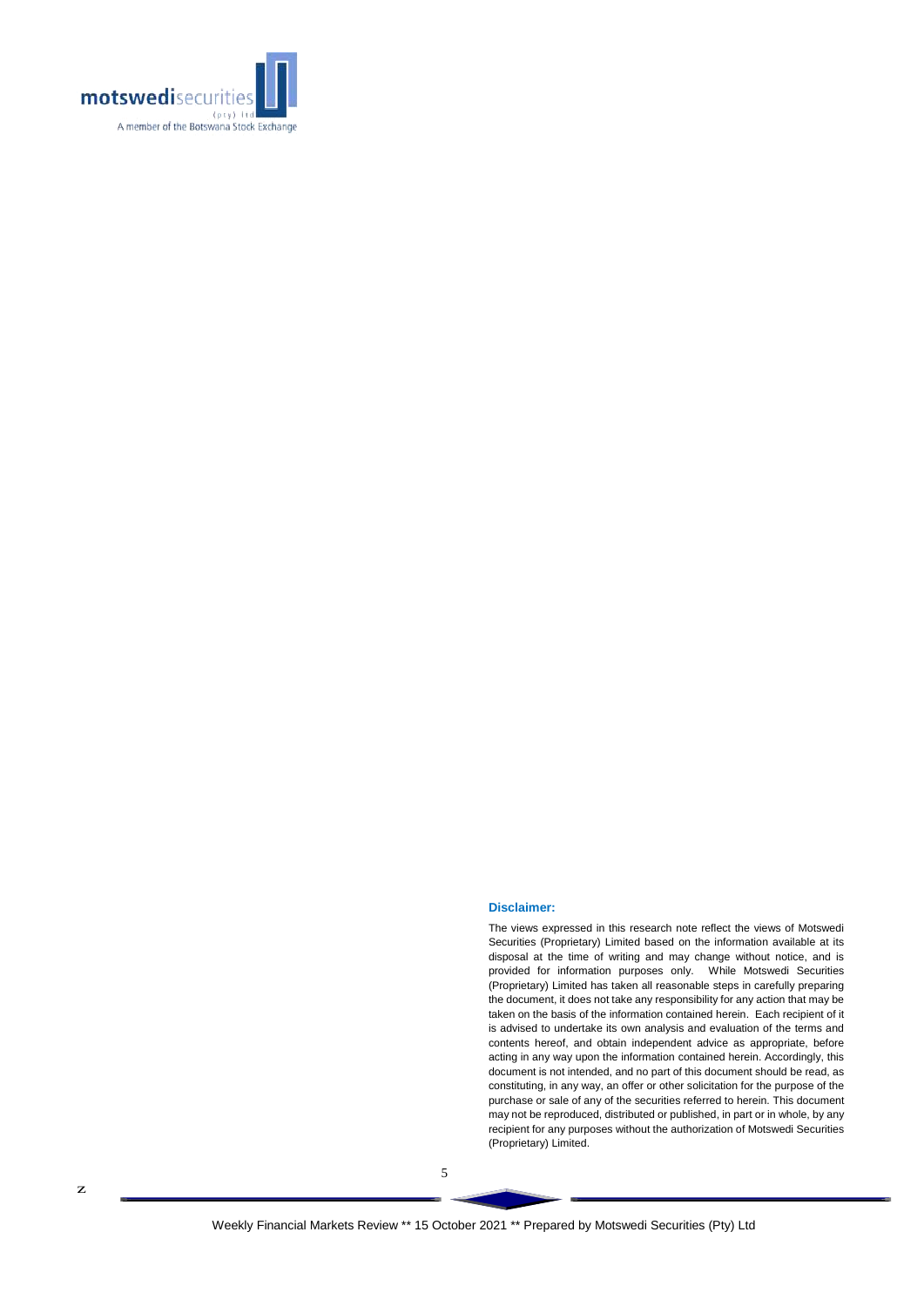motswedisecurities (pty) ltd
A member of the Botswana Stock Exchange

**Disclaimer:**

The views expressed in this research note reflect the views of Motswedi Securities (Proprietary) Limited based on the information available at its disposal at the time of writing and may change without notice, and is provided for information purposes only. While Motswedi Securities (Proprietary) Limited has taken all reasonable steps in carefully preparing the document, it does not take any responsibility for any action that may be taken on the basis of the information contained herein. Each recipient of it is advised to undertake its own analysis and evaluation of the terms and contents hereof, and obtain independent advice as appropriate, before acting in any way upon the information contained herein. Accordingly, this document is not intended, and no part of this document should be read, as constituting, in any way, an offer or other solicitation for the purpose of the purchase or sale of any of the securities referred to herein. This document may not be reproduced, distributed or published, in part or in whole, by any recipient for any purposes without the authorization of Motswedi Securities (Proprietary) Limited.